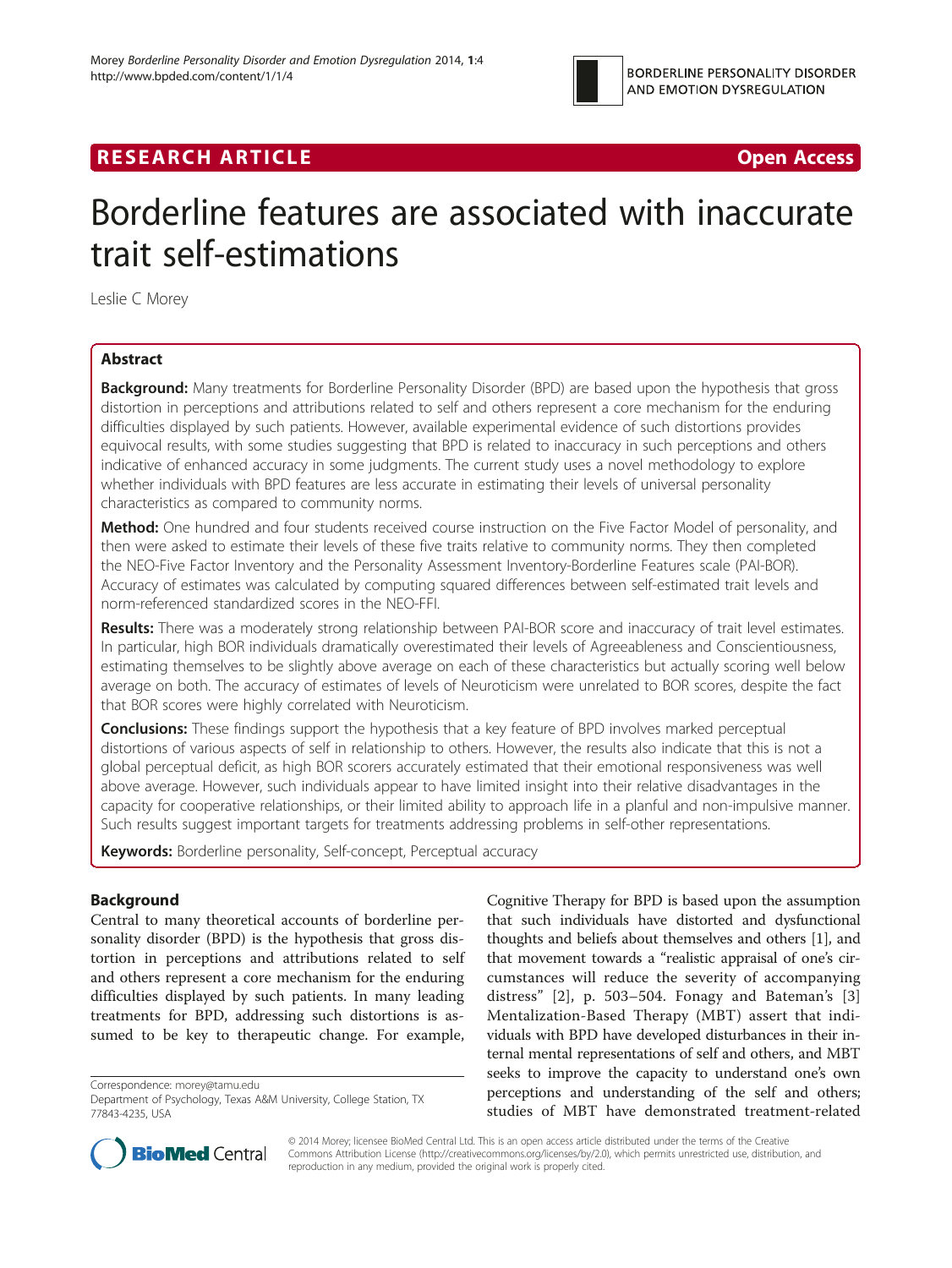RESEARCH ARTICLE Open Access

# Borderline features are associated with inaccurate trait self-estimations

Leslie C Morey

## Abstract

**Background:** Many treatments for Borderline Personality Disorder (BPD) are based upon the hypothesis that gross distortion in perceptions and attributions related to self and others represent a core mechanism for the enduring difficulties displayed by such patients. However, available experimental evidence of such distortions provides equivocal results, with some studies suggesting that BPD is related to inaccuracy in such perceptions and others indicative of enhanced accuracy in some judgments. The current study uses a novel methodology to explore whether individuals with BPD features are less accurate in estimating their levels of universal personality characteristics as compared to community norms.

**Method:** One hundred and four students received course instruction on the Five Factor Model of personality, and then were asked to estimate their levels of these five traits relative to community norms. They then completed the NEO-Five Factor Inventory and the Personality Assessment Inventory-Borderline Features scale (PAI-BOR). Accuracy of estimates was calculated by computing squared differences between self-estimated trait levels and norm-referenced standardized scores in the NEO-FFI.

**Results:** There was a moderately strong relationship between PAI-BOR score and inaccuracy of trait level estimates. In particular, high BOR individuals dramatically overestimated their levels of Agreeableness and Conscientiousness, estimating themselves to be slightly above average on each of these characteristics but actually scoring well below average on both. The accuracy of estimates of levels of Neuroticism were unrelated to BOR scores, despite the fact that BOR scores were highly correlated with Neuroticism.

**Conclusions:** These findings support the hypothesis that a key feature of BPD involves marked perceptual distortions of various aspects of self in relationship to others. However, the results also indicate that this is not a global perceptual deficit, as high BOR scorers accurately estimated that their emotional responsiveness was well above average. However, such individuals appear to have limited insight into their relative disadvantages in the capacity for cooperative relationships, or their limited ability to approach life in a planful and non-impulsive manner. Such results suggest important targets for treatments addressing problems in self-other representations.

**Keywords:** Borderline personality, Self-concept, Perceptual accuracy

## Background

Central to many theoretical accounts of borderline personality disorder (BPD) is the hypothesis that gross distortion in perceptions and attributions related to self and others represent a core mechanism for the enduring difficulties displayed by such patients. In many leading treatments for BPD, addressing such distortions is assumed to be key to therapeutic change. For example, Cognitive Therapy for BPD is based upon the assumption that such individuals have distorted and dysfunctional thoughts and beliefs about themselves and others [1], and that movement towards a "realistic appraisal of one's circumstances will reduce the severity of accompanying distress" [2], p. 503–504. Fonagy and Bateman's [3] Mentalization-Based Therapy (MBT) assert that individuals with BPD have developed disturbances in their internal mental representations of self and others, and MBT seeks to improve the capacity to understand one's own perceptions and understanding of the self and others; studies of MBT have demonstrated treatment-related

Correspondence: morey@tamu.edu
Department of Psychology, Texas A&M University, College Station, TX 77843-4235, USA

© 2014 Morey; licensee BioMed Central Ltd. This is an open access article distributed under the terms of the Creative Commons Attribution License (http://creativecommons.org/licenses/by/2.0), which permits unrestricted use, distribution, and reproduction in any medium, provided the original work is properly cited.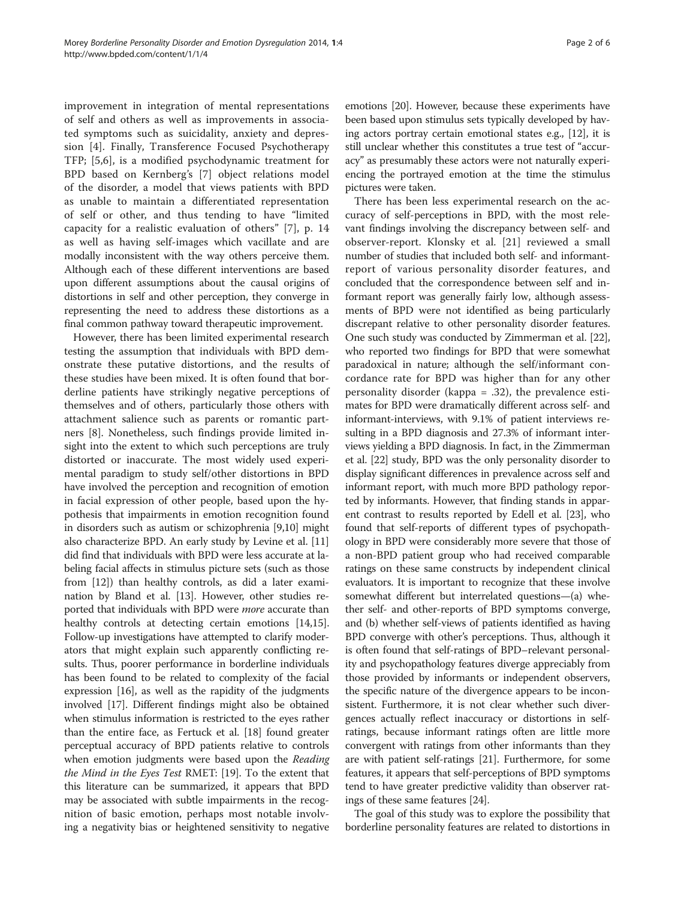improvement in integration of mental representations of self and others as well as improvements in associated symptoms such as suicidality, anxiety and depression [4]. Finally, Transference Focused Psychotherapy TFP; [5,6], is a modified psychodynamic treatment for BPD based on Kernberg's [7] object relations model of the disorder, a model that views patients with BPD as unable to maintain a differentiated representation of self or other, and thus tending to have "limited capacity for a realistic evaluation of others" [7], p. 14 as well as having self-images which vacillate and are modally inconsistent with the way others perceive them. Although each of these different interventions are based upon different assumptions about the causal origins of distortions in self and other perception, they converge in representing the need to address these distortions as a final common pathway toward therapeutic improvement.

However, there has been limited experimental research testing the assumption that individuals with BPD demonstrate these putative distortions, and the results of these studies have been mixed. It is often found that borderline patients have strikingly negative perceptions of themselves and of others, particularly those others with attachment salience such as parents or romantic partners [8]. Nonetheless, such findings provide limited insight into the extent to which such perceptions are truly distorted or inaccurate. The most widely used experimental paradigm to study self/other distortions in BPD have involved the perception and recognition of emotion in facial expression of other people, based upon the hypothesis that impairments in emotion recognition found in disorders such as autism or schizophrenia [9,10] might also characterize BPD. An early study by Levine et al. [11] did find that individuals with BPD were less accurate at labeling facial affects in stimulus picture sets (such as those from [12]) than healthy controls, as did a later examination by Bland et al. [13]. However, other studies reported that individuals with BPD were *more* accurate than healthy controls at detecting certain emotions [14,15]. Follow-up investigations have attempted to clarify moderators that might explain such apparently conflicting results. Thus, poorer performance in borderline individuals has been found to be related to complexity of the facial expression [16], as well as the rapidity of the judgments involved [17]. Different findings might also be obtained when stimulus information is restricted to the eyes rather than the entire face, as Fertuck et al. [18] found greater perceptual accuracy of BPD patients relative to controls when emotion judgments were based upon the *Reading the Mind in the Eyes Test* RMET: [19]. To the extent that this literature can be summarized, it appears that BPD may be associated with subtle impairments in the recognition of basic emotion, perhaps most notable involving a negativity bias or heightened sensitivity to negative emotions [20]. However, because these experiments have been based upon stimulus sets typically developed by having actors portray certain emotional states e.g., [12], it is still unclear whether this constitutes a true test of "accuracy" as presumably these actors were not naturally experiencing the portrayed emotion at the time the stimulus pictures were taken.

There has been less experimental research on the accuracy of self-perceptions in BPD, with the most relevant findings involving the discrepancy between self- and observer-report. Klonsky et al. [21] reviewed a small number of studies that included both self- and informant-report of various personality disorder features, and concluded that the correspondence between self and informant report was generally fairly low, although assessments of BPD were not identified as being particularly discrepant relative to other personality disorder features. One such study was conducted by Zimmerman et al. [22], who reported two findings for BPD that were somewhat paradoxical in nature; although the self/informant concordance rate for BPD was higher than for any other personality disorder (kappa = .32), the prevalence estimates for BPD were dramatically different across self- and informant-interviews, with 9.1% of patient interviews resulting in a BPD diagnosis and 27.3% of informant interviews yielding a BPD diagnosis. In fact, in the Zimmerman et al. [22] study, BPD was the only personality disorder to display significant differences in prevalence across self and informant report, with much more BPD pathology reported by informants. However, that finding stands in apparent contrast to results reported by Edell et al. [23], who found that self-reports of different types of psychopathology in BPD were considerably more severe that those of a non-BPD patient group who had received comparable ratings on these same constructs by independent clinical evaluators. It is important to recognize that these involve somewhat different but interrelated questions—(a) whether self- and other-reports of BPD symptoms converge, and (b) whether self-views of patients identified as having BPD converge with other's perceptions. Thus, although it is often found that self-ratings of BPD–relevant personality and psychopathology features diverge appreciably from those provided by informants or independent observers, the specific nature of the divergence appears to be inconsistent. Furthermore, it is not clear whether such divergences actually reflect inaccuracy or distortions in self-ratings, because informant ratings often are little more convergent with ratings from other informants than they are with patient self-ratings [21]. Furthermore, for some features, it appears that self-perceptions of BPD symptoms tend to have greater predictive validity than observer ratings of these same features [24].

The goal of this study was to explore the possibility that borderline personality features are related to distortions in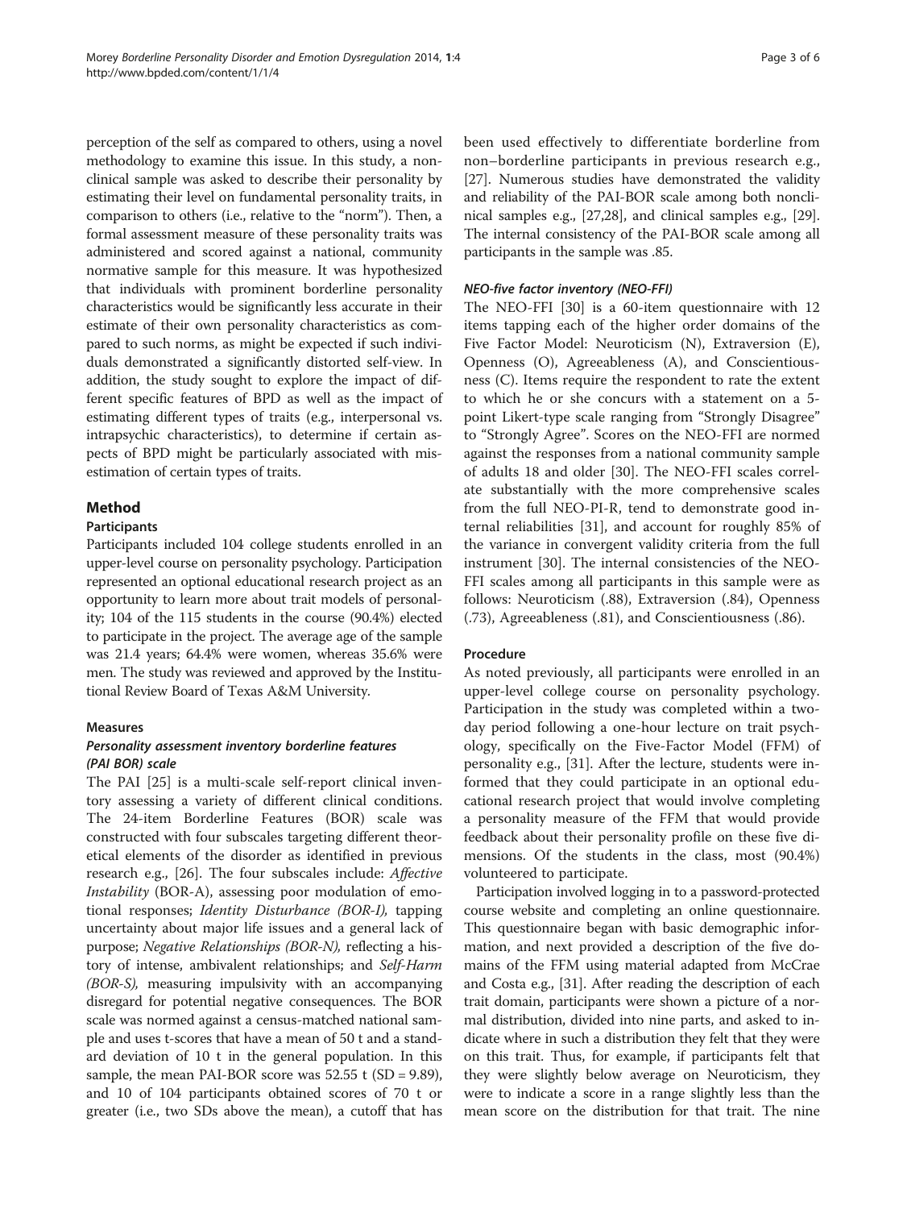perception of the self as compared to others, using a novel methodology to examine this issue. In this study, a nonclinical sample was asked to describe their personality by estimating their level on fundamental personality traits, in comparison to others (i.e., relative to the "norm"). Then, a formal assessment measure of these personality traits was administered and scored against a national, community normative sample for this measure. It was hypothesized that individuals with prominent borderline personality characteristics would be significantly less accurate in their estimate of their own personality characteristics as compared to such norms, as might be expected if such individuals demonstrated a significantly distorted self-view. In addition, the study sought to explore the impact of different specific features of BPD as well as the impact of estimating different types of traits (e.g., interpersonal vs. intrapsychic characteristics), to determine if certain aspects of BPD might be particularly associated with misestimation of certain types of traits.

## Method

### Participants

Participants included 104 college students enrolled in an upper-level course on personality psychology. Participation represented an optional educational research project as an opportunity to learn more about trait models of personality; 104 of the 115 students in the course (90.4%) elected to participate in the project. The average age of the sample was 21.4 years; 64.4% were women, whereas 35.6% were men. The study was reviewed and approved by the Institutional Review Board of Texas A&M University.

### Measures

#### *Personality assessment inventory borderline features (PAI BOR) scale*

The PAI [25] is a multi-scale self-report clinical inventory assessing a variety of different clinical conditions. The 24-item Borderline Features (BOR) scale was constructed with four subscales targeting different theoretical elements of the disorder as identified in previous research e.g., [26]. The four subscales include: *Affective Instability* (BOR-A), assessing poor modulation of emotional responses; *Identity Disturbance (BOR-I),* tapping uncertainty about major life issues and a general lack of purpose; *Negative Relationships (BOR-N),* reflecting a history of intense, ambivalent relationships; and *Self-Harm (BOR-S),* measuring impulsivity with an accompanying disregard for potential negative consequences. The BOR scale was normed against a census-matched national sample and uses t-scores that have a mean of 50 t and a standard deviation of 10 t in the general population. In this sample, the mean PAI-BOR score was 52.55 t (SD = 9.89), and 10 of 104 participants obtained scores of 70 t or greater (i.e., two SDs above the mean), a cutoff that has been used effectively to differentiate borderline from non–borderline participants in previous research e.g., [27]. Numerous studies have demonstrated the validity and reliability of the PAI-BOR scale among both nonclinical samples e.g., [27,28], and clinical samples e.g., [29]. The internal consistency of the PAI-BOR scale among all participants in the sample was .85.

#### *NEO-five factor inventory (NEO-FFI)*

The NEO-FFI [30] is a 60-item questionnaire with 12 items tapping each of the higher order domains of the Five Factor Model: Neuroticism (N), Extraversion (E), Openness (O), Agreeableness (A), and Conscientiousness (C). Items require the respondent to rate the extent to which he or she concurs with a statement on a 5-point Likert-type scale ranging from "Strongly Disagree" to "Strongly Agree". Scores on the NEO-FFI are normed against the responses from a national community sample of adults 18 and older [30]. The NEO-FFI scales correlate substantially with the more comprehensive scales from the full NEO-PI-R, tend to demonstrate good internal reliabilities [31], and account for roughly 85% of the variance in convergent validity criteria from the full instrument [30]. The internal consistencies of the NEO-FFI scales among all participants in this sample were as follows: Neuroticism (.88), Extraversion (.84), Openness (.73), Agreeableness (.81), and Conscientiousness (.86).

### Procedure

As noted previously, all participants were enrolled in an upper-level college course on personality psychology. Participation in the study was completed within a two-day period following a one-hour lecture on trait psychology, specifically on the Five-Factor Model (FFM) of personality e.g., [31]. After the lecture, students were informed that they could participate in an optional educational research project that would involve completing a personality measure of the FFM that would provide feedback about their personality profile on these five dimensions. Of the students in the class, most (90.4%) volunteered to participate.

Participation involved logging in to a password-protected course website and completing an online questionnaire. This questionnaire began with basic demographic information, and next provided a description of the five domains of the FFM using material adapted from McCrae and Costa e.g., [31]. After reading the description of each trait domain, participants were shown a picture of a normal distribution, divided into nine parts, and asked to indicate where in such a distribution they felt that they were on this trait. Thus, for example, if participants felt that they were slightly below average on Neuroticism, they were to indicate a score in a range slightly less than the mean score on the distribution for that trait. The nine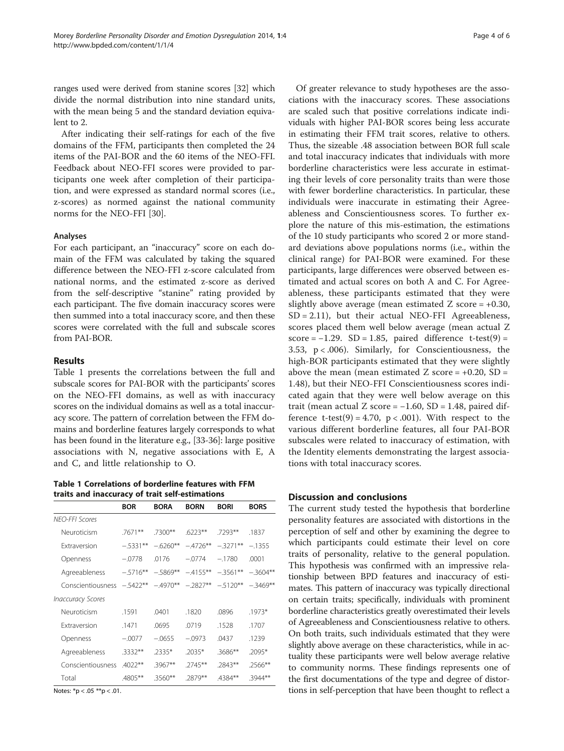ranges used were derived from stanine scores [32] which divide the normal distribution into nine standard units, with the mean being 5 and the standard deviation equivalent to 2.

After indicating their self-ratings for each of the five domains of the FFM, participants then completed the 24 items of the PAI-BOR and the 60 items of the NEO-FFI. Feedback about NEO-FFI scores were provided to participants one week after completion of their participation, and were expressed as standard normal scores (i.e., z-scores) as normed against the national community norms for the NEO-FFI [30].

### Analyses

For each participant, an "inaccuracy" score on each domain of the FFM was calculated by taking the squared difference between the NEO-FFI z-score calculated from national norms, and the estimated z-score as derived from the self-descriptive "stanine" rating provided by each participant. The five domain inaccuracy scores were then summed into a total inaccuracy score, and then these scores were correlated with the full and subscale scores from PAI-BOR.

## Results

Table 1 presents the correlations between the full and subscale scores for PAI-BOR with the participants' scores on the NEO-FFI domains, as well as with inaccuracy scores on the individual domains as well as a total inaccuracy score. The pattern of correlation between the FFM domains and borderline features largely corresponds to what has been found in the literature e.g., [33-36]: large positive associations with N, negative associations with E, A and C, and little relationship to O.

**Table 1 Correlations of borderline features with FFM traits and inaccuracy of trait self-estimations**

| | BOR | BORA | BORN | BORI | BORS |
|---|---|---|---|---|---|
| *NEO-FFI Scores* | | | | | |
| Neuroticism | .7671** | .7300** | .6223** | .7293** | .1837 |
| Extraversion | −.5331** | −.6260** | −.4726** | −.3271** | −.1355 |
| Openness | −.0778 | .0176 | −.0774 | −.1780 | .0001 |
| Agreeableness | −.5716** | −.5869** | −.4155** | −.3561** | −.3604** |
| Conscientiousness | −.5422** | −.4970** | −.2827** | −.5120** | −.3469** |
| *Inaccuracy Scores* | | | | | |
| Neuroticism | .1591 | .0401 | .1820 | .0896 | .1973* |
| Extraversion | .1471 | .0695 | .0719 | .1528 | .1707 |
| Openness | −.0077 | −.0655 | −.0973 | .0437 | .1239 |
| Agreeableness | .3332** | .2335* | .2035* | .3686** | .2095* |
| Conscientiousness | .4022** | .3967** | .2745** | .2843** | .2566** |
| Total | .4805** | .3560** | .2879** | .4384** | .3944** |

Notes: *p < .05 **p < .01.

Of greater relevance to study hypotheses are the associations with the inaccuracy scores. These associations are scaled such that positive correlations indicate individuals with higher PAI-BOR scores being less accurate in estimating their FFM trait scores, relative to others. Thus, the sizeable .48 association between BOR full scale and total inaccuracy indicates that individuals with more borderline characteristics were less accurate in estimating their levels of core personality traits than were those with fewer borderline characteristics. In particular, these individuals were inaccurate in estimating their Agreeableness and Conscientiousness scores. To further explore the nature of this mis-estimation, the estimations of the 10 study participants who scored 2 or more standard deviations above populations norms (i.e., within the clinical range) for PAI-BOR were examined. For these participants, large differences were observed between estimated and actual scores on both A and C. For Agreeableness, these participants estimated that they were slightly above average (mean estimated Z score = +0.30, SD = 2.11), but their actual NEO-FFI Agreeableness, scores placed them well below average (mean actual Z score = −1.29. SD = 1.85, paired difference t-test(9) = 3.53, $p < .006$). Similarly, for Conscientiousness, the high-BOR participants estimated that they were slightly above the mean (mean estimated Z score = +0.20, SD = 1.48), but their NEO-FFI Conscientiousness scores indicated again that they were well below average on this trait (mean actual Z score = −1.60, SD = 1.48, paired difference t-test(9) = 4.70, $p < .001$). With respect to the various different borderline features, all four PAI-BOR subscales were related to inaccuracy of estimation, with the Identity elements demonstrating the largest associations with total inaccuracy scores.

## Discussion and conclusions

The current study tested the hypothesis that borderline personality features are associated with distortions in the perception of self and other by examining the degree to which participants could estimate their level on core traits of personality, relative to the general population. This hypothesis was confirmed with an impressive relationship between BPD features and inaccuracy of estimates. This pattern of inaccuracy was typically directional on certain traits; specifically, individuals with prominent borderline characteristics greatly overestimated their levels of Agreeableness and Conscientiousness relative to others. On both traits, such individuals estimated that they were slightly above average on these characteristics, while in actuality these participants were well below average relative to community norms. These findings represents one of the first documentations of the type and degree of distortions in self-perception that have been thought to reflect a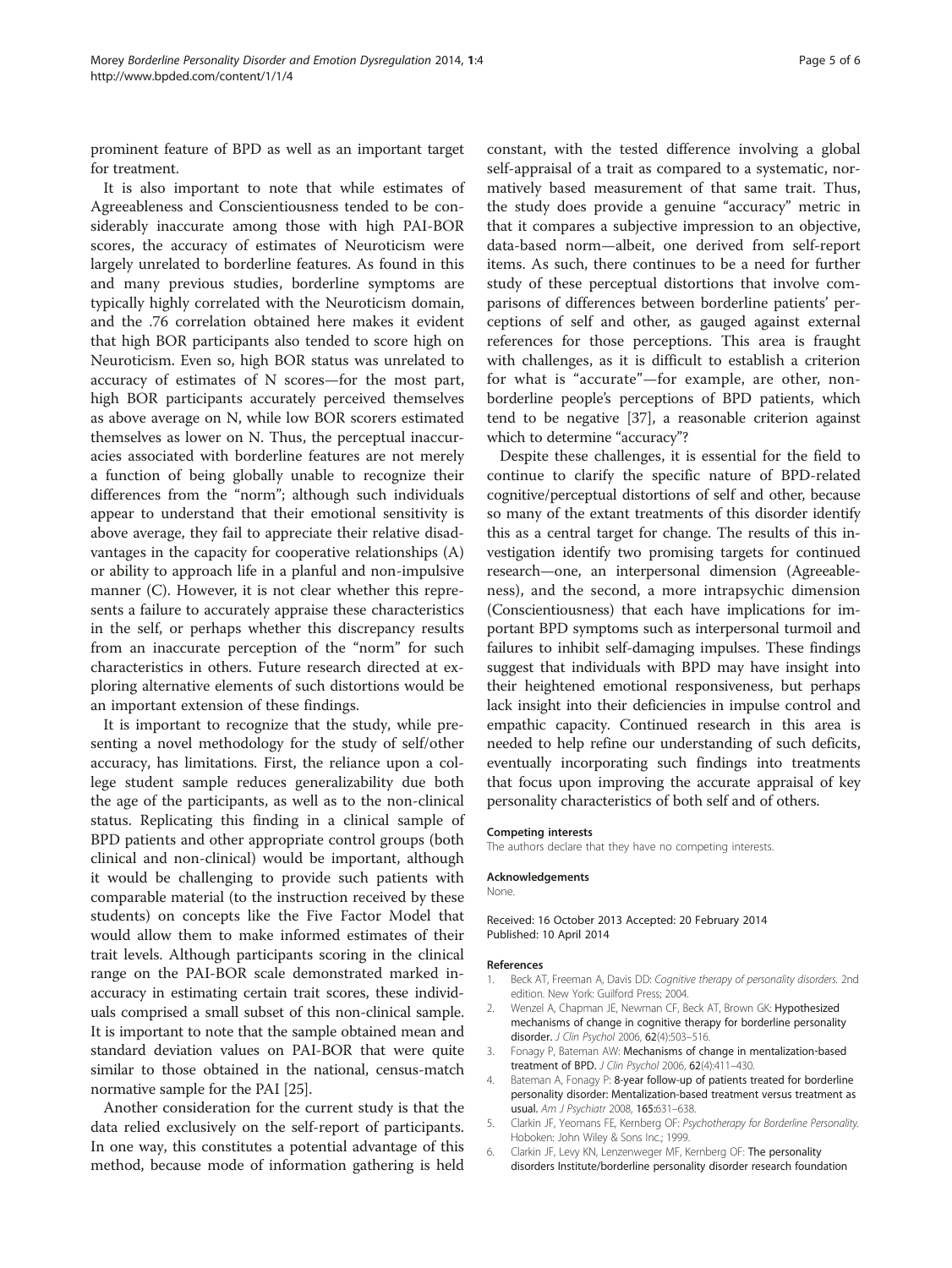prominent feature of BPD as well as an important target for treatment.

It is also important to note that while estimates of Agreeableness and Conscientiousness tended to be considerably inaccurate among those with high PAI-BOR scores, the accuracy of estimates of Neuroticism were largely unrelated to borderline features. As found in this and many previous studies, borderline symptoms are typically highly correlated with the Neuroticism domain, and the .76 correlation obtained here makes it evident that high BOR participants also tended to score high on Neuroticism. Even so, high BOR status was unrelated to accuracy of estimates of N scores—for the most part, high BOR participants accurately perceived themselves as above average on N, while low BOR scorers estimated themselves as lower on N. Thus, the perceptual inaccuracies associated with borderline features are not merely a function of being globally unable to recognize their differences from the "norm"; although such individuals appear to understand that their emotional sensitivity is above average, they fail to appreciate their relative disadvantages in the capacity for cooperative relationships (A) or ability to approach life in a planful and non-impulsive manner (C). However, it is not clear whether this represents a failure to accurately appraise these characteristics in the self, or perhaps whether this discrepancy results from an inaccurate perception of the "norm" for such characteristics in others. Future research directed at exploring alternative elements of such distortions would be an important extension of these findings.

It is important to recognize that the study, while presenting a novel methodology for the study of self/other accuracy, has limitations. First, the reliance upon a college student sample reduces generalizability due both the age of the participants, as well as to the non-clinical status. Replicating this finding in a clinical sample of BPD patients and other appropriate control groups (both clinical and non-clinical) would be important, although it would be challenging to provide such patients with comparable material (to the instruction received by these students) on concepts like the Five Factor Model that would allow them to make informed estimates of their trait levels. Although participants scoring in the clinical range on the PAI-BOR scale demonstrated marked inaccuracy in estimating certain trait scores, these individuals comprised a small subset of this non-clinical sample. It is important to note that the sample obtained mean and standard deviation values on PAI-BOR that were quite similar to those obtained in the national, census-match normative sample for the PAI [25].

Another consideration for the current study is that the data relied exclusively on the self-report of participants. In one way, this constitutes a potential advantage of this method, because mode of information gathering is held constant, with the tested difference involving a global self-appraisal of a trait as compared to a systematic, normatively based measurement of that same trait. Thus, the study does provide a genuine "accuracy" metric in that it compares a subjective impression to an objective, data-based norm—albeit, one derived from self-report items. As such, there continues to be a need for further study of these perceptual distortions that involve comparisons of differences between borderline patients' perceptions of self and other, as gauged against external references for those perceptions. This area is fraught with challenges, as it is difficult to establish a criterion for what is "accurate"—for example, are other, non-borderline people's perceptions of BPD patients, which tend to be negative [37], a reasonable criterion against which to determine "accuracy"?

Despite these challenges, it is essential for the field to continue to clarify the specific nature of BPD-related cognitive/perceptual distortions of self and other, because so many of the extant treatments of this disorder identify this as a central target for change. The results of this investigation identify two promising targets for continued research—one, an interpersonal dimension (Agreeableness), and the second, a more intrapsychic dimension (Conscientiousness) that each have implications for important BPD symptoms such as interpersonal turmoil and failures to inhibit self-damaging impulses. These findings suggest that individuals with BPD may have insight into their heightened emotional responsiveness, but perhaps lack insight into their deficiencies in impulse control and empathic capacity. Continued research in this area is needed to help refine our understanding of such deficits, eventually incorporating such findings into treatments that focus upon improving the accurate appraisal of key personality characteristics of both self and of others.

#### Competing interests
The authors declare that they have no competing interests.

#### Acknowledgements
None.

Received: 16 October 2013 Accepted: 20 February 2014
Published: 10 April 2014

#### References
1. Beck AT, Freeman A, Davis DD: *Cognitive therapy of personality disorders.* 2nd edition. New York: Guilford Press; 2004.
2. Wenzel A, Chapman JE, Newman CF, Beck AT, Brown GK: **Hypothesized mechanisms of change in cognitive therapy for borderline personality disorder.** *J Clin Psychol* 2006, **62**(4):503–516.
3. Fonagy P, Bateman AW: **Mechanisms of change in mentalization-based treatment of BPD.** *J Clin Psychol* 2006, **62**(4):411–430.
4. Bateman A, Fonagy P: **8-year follow-up of patients treated for borderline personality disorder: Mentalization-based treatment versus treatment as usual.** *Am J Psychiatr* 2008, **165:**631–638.
5. Clarkin JF, Yeomans FE, Kernberg OF: *Psychotherapy for Borderline Personality.* Hoboken: John Wiley & Sons Inc.; 1999.
6. Clarkin JF, Levy KN, Lenzenweger MF, Kernberg OF: **The personality disorders Institute/borderline personality disorder research foundation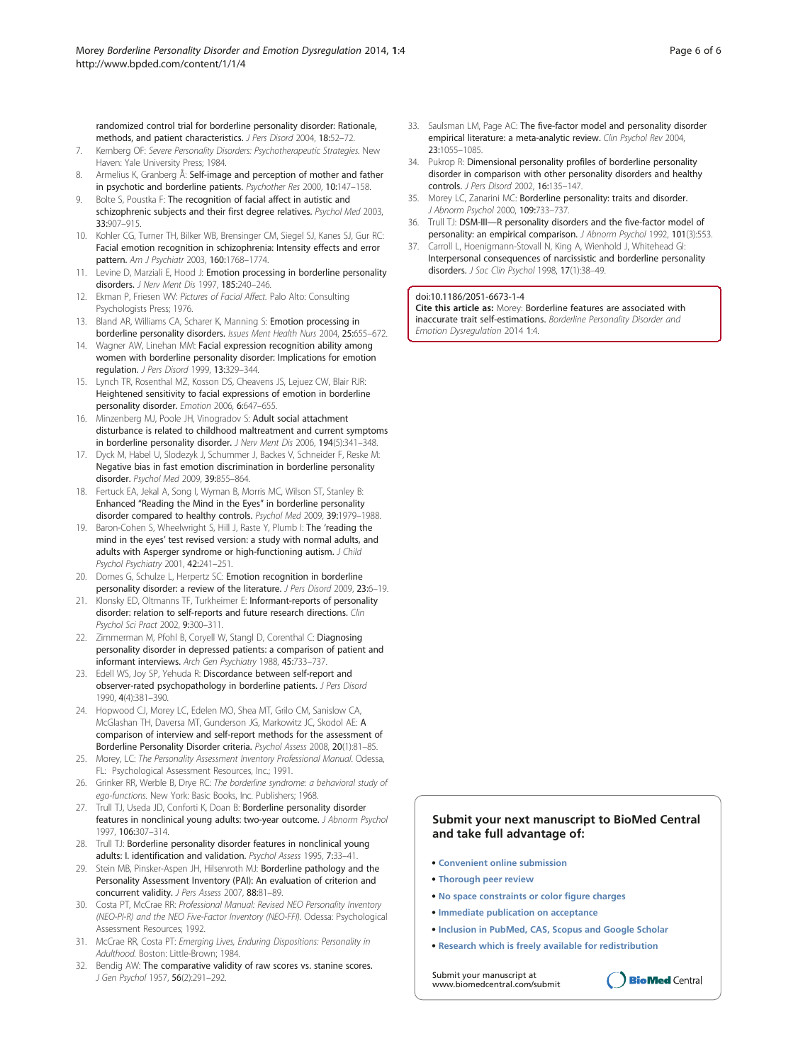randomized control trial for borderline personality disorder: Rationale, methods, and patient characteristics. *J Pers Disord* 2004, 18:52–72.

7. Kernberg OF: *Severe Personality Disorders: Psychotherapeutic Strategies.* New Haven: Yale University Press; 1984.
8. Armelius K, Granberg Å: Self-image and perception of mother and father in psychotic and borderline patients. *Psychother Res* 2000, 10:147–158.
9. Bolte S, Poustka F: The recognition of facial affect in autistic and schizophrenic subjects and their first degree relatives. *Psychol Med* 2003, 33:907–915.
10. Kohler CG, Turner TH, Bilker WB, Brensinger CM, Siegel SJ, Kanes SJ, Gur RC: Facial emotion recognition in schizophrenia: Intensity effects and error pattern. *Am J Psychiatr* 2003, 160:1768–1774.
11. Levine D, Marziali E, Hood J: Emotion processing in borderline personality disorders. *J Nerv Ment Dis* 1997, 185:240–246.
12. Ekman P, Friesen WV: *Pictures of Facial Affect.* Palo Alto: Consulting Psychologists Press; 1976.
13. Bland AR, Williams CA, Scharer K, Manning S: Emotion processing in borderline personality disorders. *Issues Ment Health Nurs* 2004, 25:655–672.
14. Wagner AW, Linehan MM: Facial expression recognition ability among women with borderline personality disorder: Implications for emotion regulation. *J Pers Disord* 1999, 13:329–344.
15. Lynch TR, Rosenthal MZ, Kosson DS, Cheavens JS, Lejuez CW, Blair RJR: Heightened sensitivity to facial expressions of emotion in borderline personality disorder. *Emotion* 2006, 6:647–655.
16. Minzenberg MJ, Poole JH, Vinogradov S: Adult social attachment disturbance is related to childhood maltreatment and current symptoms in borderline personality disorder. *J Nerv Ment Dis* 2006, 194(5):341–348.
17. Dyck M, Habel U, Slodezyk J, Schummer J, Backes V, Schneider F, Reske M: Negative bias in fast emotion discrimination in borderline personality disorder. *Psychol Med* 2009, 39:855–864.
18. Fertuck EA, Jekal A, Song I, Wyman B, Morris MC, Wilson ST, Stanley B: Enhanced "Reading the Mind in the Eyes" in borderline personality disorder compared to healthy controls. *Psychol Med* 2009, 39:1979–1988.
19. Baron-Cohen S, Wheelwright S, Hill J, Raste Y, Plumb I: The 'reading the mind in the eyes' test revised version: a study with normal adults, and adults with Asperger syndrome or high-functioning autism. *J Child Psychol Psychiatry* 2001, 42:241–251.
20. Domes G, Schulze L, Herpertz SC: Emotion recognition in borderline personality disorder: a review of the literature. *J Pers Disord* 2009, 23:6–19.
21. Klonsky ED, Oltmanns TF, Turkheimer E: Informant-reports of personality disorder: relation to self-reports and future research directions. *Clin Psychol Sci Pract* 2002, 9:300–311.
22. Zimmerman M, Pfohl B, Coryell W, Stangl D, Corenthal C: Diagnosing personality disorder in depressed patients: a comparison of patient and informant interviews. *Arch Gen Psychiatry* 1988, 45:733–737.
23. Edell WS, Joy SP, Yehuda R: Discordance between self-report and observer-rated psychopathology in borderline patients. *J Pers Disord* 1990, 4(4):381–390.
24. Hopwood CJ, Morey LC, Edelen MO, Shea MT, Grilo CM, Sanislow CA, McGlashan TH, Daversa MT, Gunderson JG, Markowitz JC, Skodol AE: A comparison of interview and self-report methods for the assessment of Borderline Personality Disorder criteria. *Psychol Assess* 2008, 20(1):81–85.
25. Morey, LC: *The Personality Assessment Inventory Professional Manual.* Odessa, FL: Psychological Assessment Resources, Inc.; 1991.
26. Grinker RR, Werble B, Drye RC: *The borderline syndrome: a behavioral study of ego-functions.* New York: Basic Books, Inc. Publishers; 1968.
27. Trull TJ, Useda JD, Conforti K, Doan B: Borderline personality disorder features in nonclinical young adults: two-year outcome. *J Abnorm Psychol* 1997, 106:307–314.
28. Trull TJ: Borderline personality disorder features in nonclinical young adults: I. identification and validation. *Psychol Assess* 1995, 7:33–41.
29. Stein MB, Pinsker-Aspen JH, Hilsenroth MJ: Borderline pathology and the Personality Assessment Inventory (PAI): An evaluation of criterion and concurrent validity. *J Pers Assess* 2007, 88:81–89.
30. Costa PT, McCrae RR: *Professional Manual: Revised NEO Personality Inventory (NEO-PI-R) and the NEO Five-Factor Inventory (NEO-FFI).* Odessa: Psychological Assessment Resources; 1992.
31. McCrae RR, Costa PT: *Emerging Lives, Enduring Dispositions: Personality in Adulthood.* Boston: Little-Brown; 1984.
32. Bendig AW: The comparative validity of raw scores vs. stanine scores. *J Gen Psychol* 1957, 56(2):291–292.
33. Saulsman LM, Page AC: The five-factor model and personality disorder empirical literature: a meta-analytic review. *Clin Psychol Rev* 2004, 23:1055–1085.
34. Pukrop R: Dimensional personality profiles of borderline personality disorder in comparison with other personality disorders and healthy controls. *J Pers Disord* 2002, 16:135–147.
35. Morey LC, Zanarini MC: Borderline personality: traits and disorder. *J Abnorm Psychol* 2000, 109:733–737.
36. Trull TJ: DSM-III—R personality disorders and the five-factor model of personality: an empirical comparison. *J Abnorm Psychol* 1992, 101(3):553.
37. Carroll L, Hoenigmann-Stovall N, King A, Wienhold J, Whitehead GI: Interpersonal consequences of narcissistic and borderline personality disorders. *J Soc Clin Psychol* 1998, 17(1):38–49.

doi:10.1186/2051-6673-1-4

**Cite this article as:** Morey: Borderline features are associated with inaccurate trait self-estimations. *Borderline Personality Disorder and Emotion Dysregulation* 2014 1:4.

**Submit your next manuscript to BioMed Central and take full advantage of:**

- **Convenient online submission**
- **Thorough peer review**
- **No space constraints or color figure charges**
- **Immediate publication on acceptance**
- **Inclusion in PubMed, CAS, Scopus and Google Scholar**
- **Research which is freely available for redistribution**

Submit your manuscript at www.biomedcentral.com/submit

BioMed Central